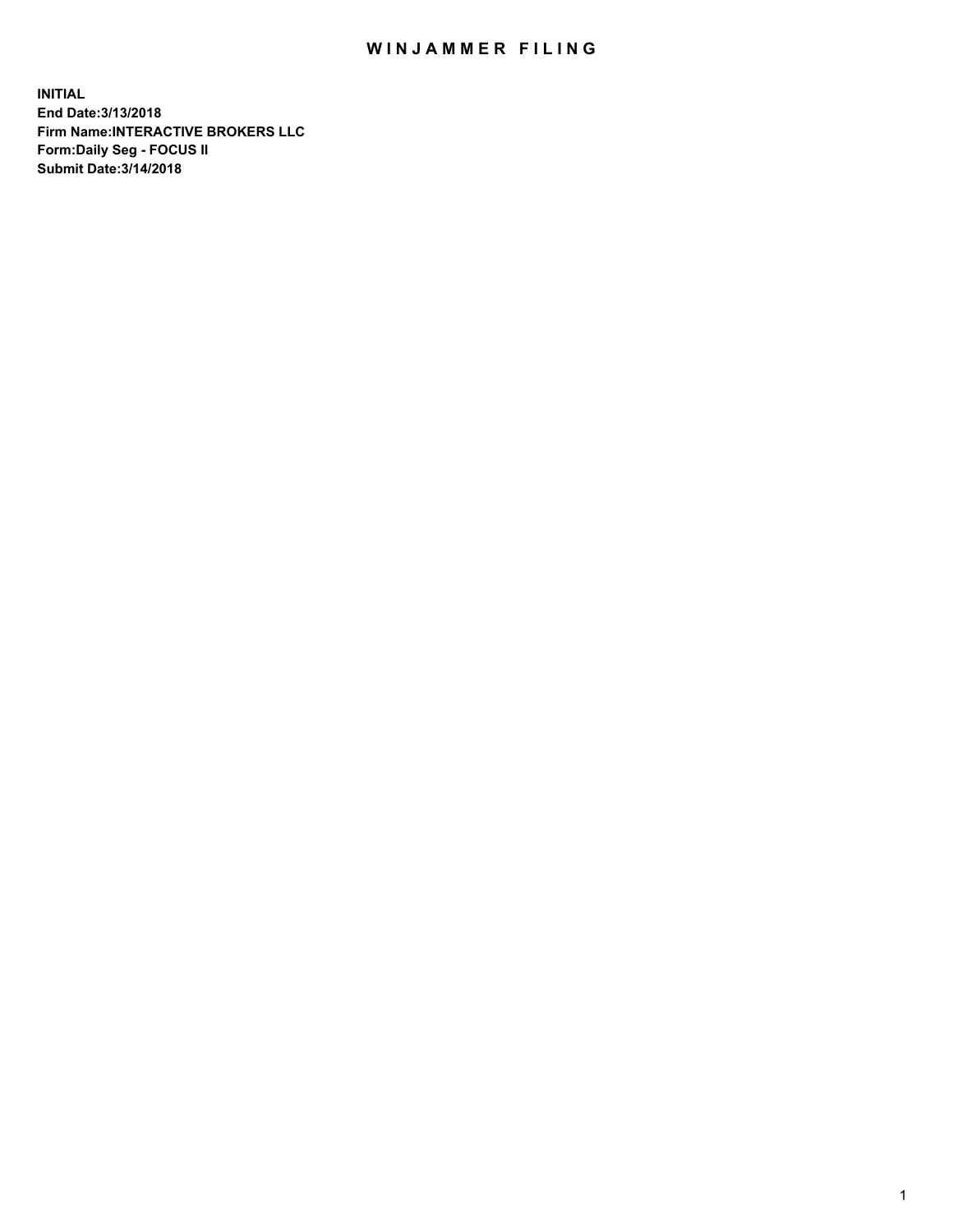# WINJAMMER FILING

**INITIAL**
**End Date:3/13/2018**
**Firm Name:INTERACTIVE BROKERS LLC**
**Form:Daily Seg - FOCUS II**
**Submit Date:3/14/2018**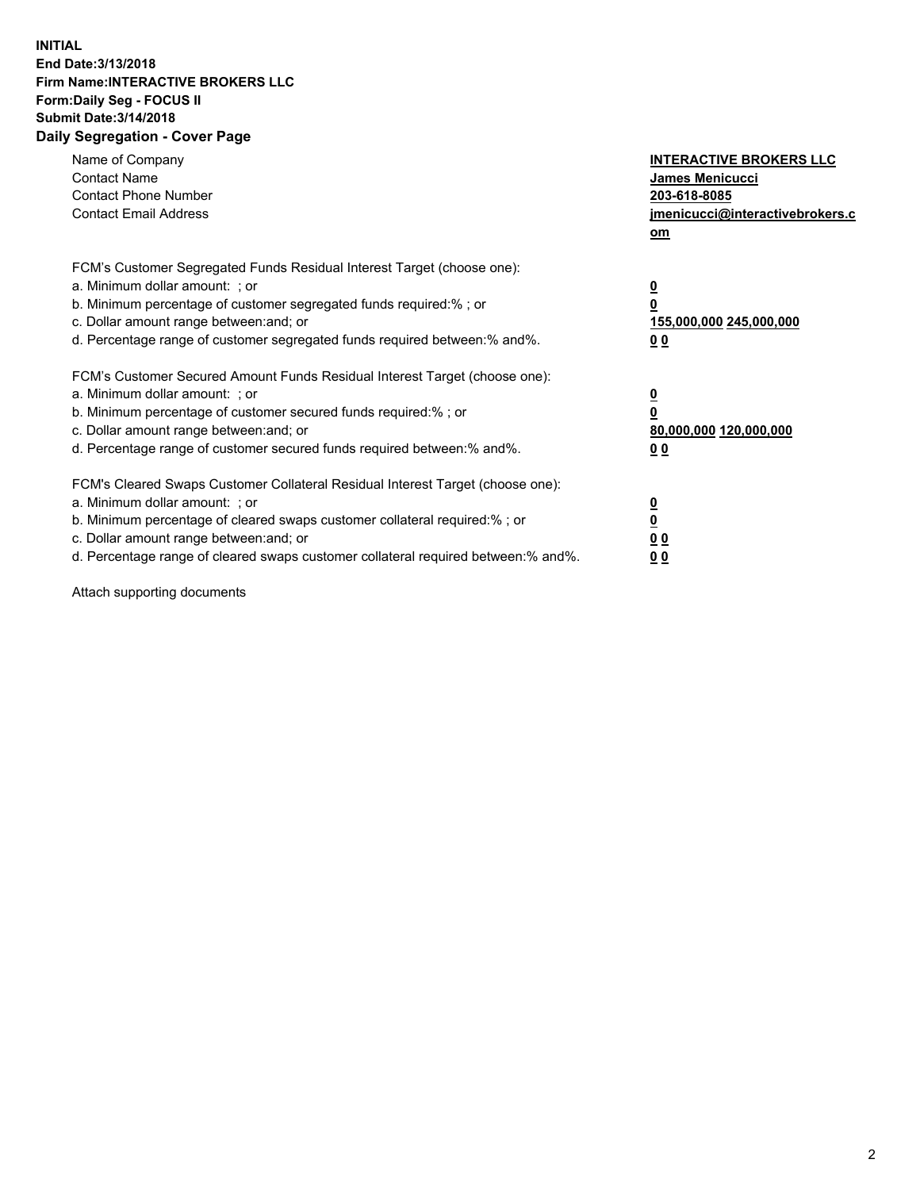**INITIAL**
**End Date:3/13/2018**
**Firm Name:INTERACTIVE BROKERS LLC**
**Form:Daily Seg - FOCUS II**
**Submit Date:3/14/2018**
**Daily Segregation - Cover Page**

| | |
|---|---|
| Name of Company | **INTERACTIVE BROKERS LLC** |
| Contact Name | **James Menicucci** |
| Contact Phone Number | **203-618-8085** |
| Contact Email Address | **jmenicucci@interactivebrokers.com** |

| | |
|---|---|
| FCM's Customer Segregated Funds Residual Interest Target (choose one): | |
| a. Minimum dollar amount: ; or | **0** |
| b. Minimum percentage of customer segregated funds required:% ; or | **0** |
| c. Dollar amount range between:and; or | **155,000,000 245,000,000** |
| d. Percentage range of customer segregated funds required between:% and%. | **0 0** |
| FCM's Customer Secured Amount Funds Residual Interest Target (choose one): | |
| a. Minimum dollar amount: ; or | **0** |
| b. Minimum percentage of customer secured funds required:% ; or | **0** |
| c. Dollar amount range between:and; or | **80,000,000 120,000,000** |
| d. Percentage range of customer secured funds required between:% and%. | **0 0** |
| FCM's Cleared Swaps Customer Collateral Residual Interest Target (choose one): | |
| a. Minimum dollar amount: ; or | **0** |
| b. Minimum percentage of cleared swaps customer collateral required:% ; or | **0** |
| c. Dollar amount range between:and; or | **0 0** |
| d. Percentage range of cleared swaps customer collateral required between:% and%. | **0 0** |

Attach supporting documents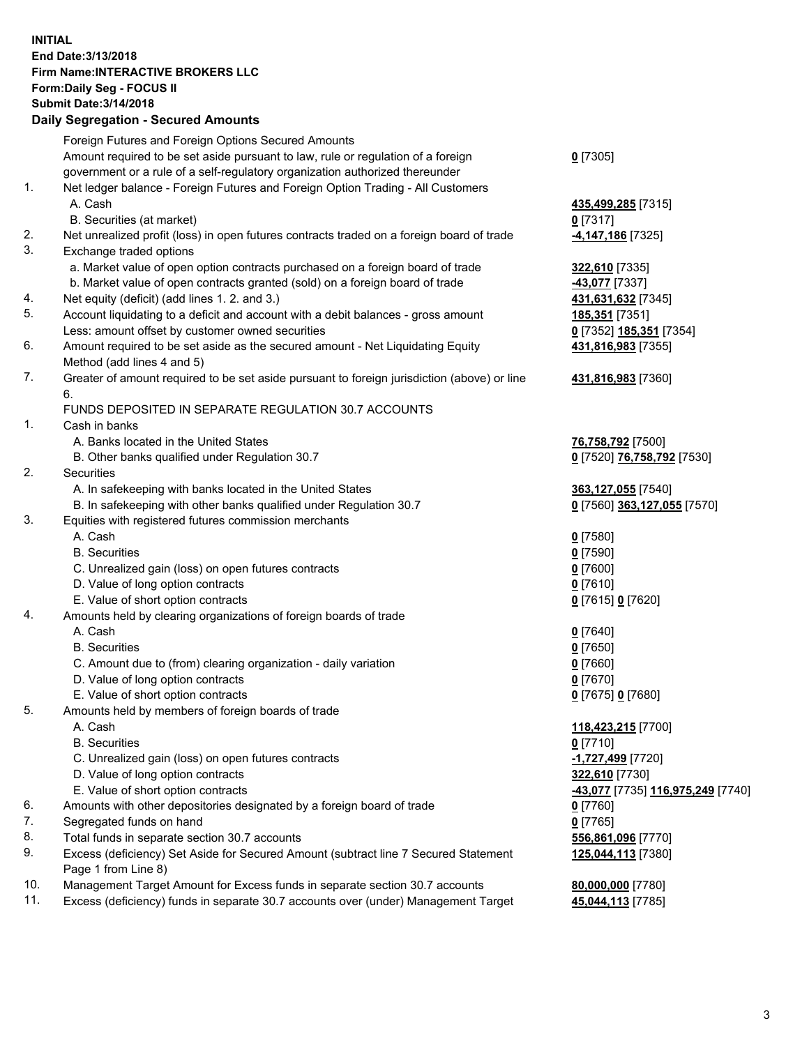**INITIAL**
**End Date:3/13/2018**
**Firm Name:INTERACTIVE BROKERS LLC**
**Form:Daily Seg - FOCUS II**
**Submit Date:3/14/2018**

## Daily Segregation - Secured Amounts

| | | |
|---|---|---|
| | Foreign Futures and Foreign Options Secured Amounts | |
| | Amount required to be set aside pursuant to law, rule or regulation of a foreign government or a rule of a self-regulatory organization authorized thereunder | **0** [7305] |
| 1. | Net ledger balance - Foreign Futures and Foreign Option Trading - All Customers | |
| | A. Cash | **435,499,285** [7315] |
| | B. Securities (at market) | **0** [7317] |
| 2. | Net unrealized profit (loss) in open futures contracts traded on a foreign board of trade | **-4,147,186** [7325] |
| 3. | Exchange traded options | |
| | a. Market value of open option contracts purchased on a foreign board of trade | **322,610** [7335] |
| | b. Market value of open contracts granted (sold) on a foreign board of trade | **-43,077** [7337] |
| 4. | Net equity (deficit) (add lines 1. 2. and 3.) | **431,631,632** [7345] |
| 5. | Account liquidating to a deficit and account with a debit balances - gross amount | **185,351** [7351] |
| | Less: amount offset by customer owned securities | **0** [7352] **185,351** [7354] |
| 6. | Amount required to be set aside as the secured amount - Net Liquidating Equity Method (add lines 4 and 5) | **431,816,983** [7355] |
| 7. | Greater of amount required to be set aside pursuant to foreign jurisdiction (above) or line 6. | **431,816,983** [7360] |
| | FUNDS DEPOSITED IN SEPARATE REGULATION 30.7 ACCOUNTS | |
| 1. | Cash in banks | |
| | A. Banks located in the United States | **76,758,792** [7500] |
| | B. Other banks qualified under Regulation 30.7 | **0** [7520] **76,758,792** [7530] |
| 2. | Securities | |
| | A. In safekeeping with banks located in the United States | **363,127,055** [7540] |
| | B. In safekeeping with other banks qualified under Regulation 30.7 | **0** [7560] **363,127,055** [7570] |
| 3. | Equities with registered futures commission merchants | |
| | A. Cash | **0** [7580] |
| | B. Securities | **0** [7590] |
| | C. Unrealized gain (loss) on open futures contracts | **0** [7600] |
| | D. Value of long option contracts | **0** [7610] |
| | E. Value of short option contracts | **0** [7615] **0** [7620] |
| 4. | Amounts held by clearing organizations of foreign boards of trade | |
| | A. Cash | **0** [7640] |
| | B. Securities | **0** [7650] |
| | C. Amount due to (from) clearing organization - daily variation | **0** [7660] |
| | D. Value of long option contracts | **0** [7670] |
| | E. Value of short option contracts | **0** [7675] **0** [7680] |
| 5. | Amounts held by members of foreign boards of trade | |
| | A. Cash | **118,423,215** [7700] |
| | B. Securities | **0** [7710] |
| | C. Unrealized gain (loss) on open futures contracts | **-1,727,499** [7720] |
| | D. Value of long option contracts | **322,610** [7730] |
| | E. Value of short option contracts | **-43,077** [7735] **116,975,249** [7740] |
| 6. | Amounts with other depositories designated by a foreign board of trade | **0** [7760] |
| 7. | Segregated funds on hand | **0** [7765] |
| 8. | Total funds in separate section 30.7 accounts | **556,861,096** [7770] |
| 9. | Excess (deficiency) Set Aside for Secured Amount (subtract line 7 Secured Statement Page 1 from Line 8) | **125,044,113** [7380] |
| 10. | Management Target Amount for Excess funds in separate section 30.7 accounts | **80,000,000** [7780] |
| 11. | Excess (deficiency) funds in separate 30.7 accounts over (under) Management Target | **45,044,113** [7785] |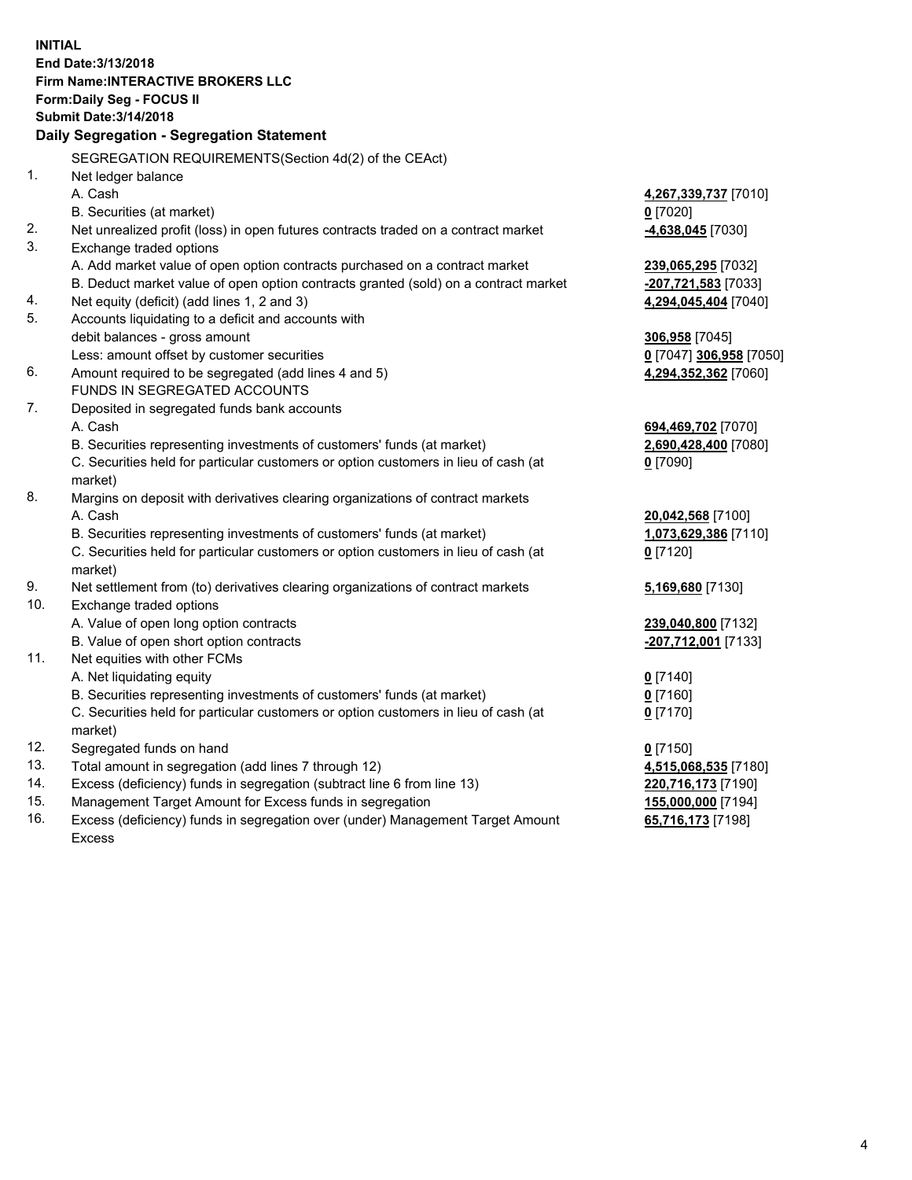**INITIAL**
**End Date:3/13/2018**
**Firm Name:INTERACTIVE BROKERS LLC**
**Form:Daily Seg - FOCUS II**
**Submit Date:3/14/2018**
**Daily Segregation - Segregation Statement**

SEGREGATION REQUIREMENTS(Section 4d(2) of the CEAct)

| | | |
|---|---|---|
| 1. | Net ledger balance | |
| | A. Cash | **4,267,339,737** [7010] |
| | B. Securities (at market) | **0** [7020] |
| 2. | Net unrealized profit (loss) in open futures contracts traded on a contract market | **-4,638,045** [7030] |
| 3. | Exchange traded options | |
| | A. Add market value of open option contracts purchased on a contract market | **239,065,295** [7032] |
| | B. Deduct market value of open option contracts granted (sold) on a contract market | **-207,721,583** [7033] |
| 4. | Net equity (deficit) (add lines 1, 2 and 3) | **4,294,045,404** [7040] |
| 5. | Accounts liquidating to a deficit and accounts with | |
| | debit balances - gross amount | **306,958** [7045] |
| | Less: amount offset by customer securities | **0** [7047] **306,958** [7050] |
| 6. | Amount required to be segregated (add lines 4 and 5) | **4,294,352,362** [7060] |
| | FUNDS IN SEGREGATED ACCOUNTS | |
| 7. | Deposited in segregated funds bank accounts | |
| | A. Cash | **694,469,702** [7070] |
| | B. Securities representing investments of customers' funds (at market) | **2,690,428,400** [7080] |
| | C. Securities held for particular customers or option customers in lieu of cash (at market) | **0** [7090] |
| 8. | Margins on deposit with derivatives clearing organizations of contract markets | |
| | A. Cash | **20,042,568** [7100] |
| | B. Securities representing investments of customers' funds (at market) | **1,073,629,386** [7110] |
| | C. Securities held for particular customers or option customers in lieu of cash (at market) | **0** [7120] |
| 9. | Net settlement from (to) derivatives clearing organizations of contract markets | **5,169,680** [7130] |
| 10. | Exchange traded options | |
| | A. Value of open long option contracts | **239,040,800** [7132] |
| | B. Value of open short option contracts | **-207,712,001** [7133] |
| 11. | Net equities with other FCMs | |
| | A. Net liquidating equity | **0** [7140] |
| | B. Securities representing investments of customers' funds (at market) | **0** [7160] |
| | C. Securities held for particular customers or option customers in lieu of cash (at market) | **0** [7170] |
| 12. | Segregated funds on hand | **0** [7150] |
| 13. | Total amount in segregation (add lines 7 through 12) | **4,515,068,535** [7180] |
| 14. | Excess (deficiency) funds in segregation (subtract line 6 from line 13) | **220,716,173** [7190] |
| 15. | Management Target Amount for Excess funds in segregation | **155,000,000** [7194] |
| 16. | Excess (deficiency) funds in segregation over (under) Management Target Amount Excess | **65,716,173** [7198] |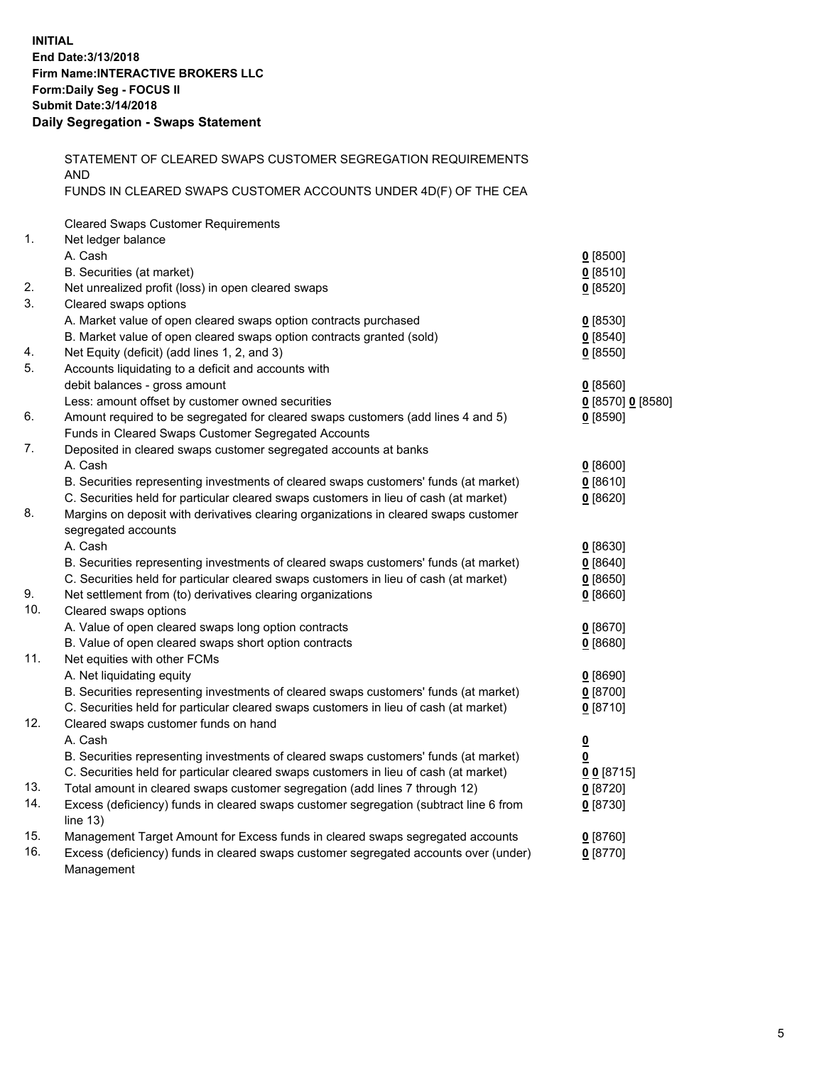**INITIAL**
**End Date:3/13/2018**
**Firm Name:INTERACTIVE BROKERS LLC**
**Form:Daily Seg - FOCUS II**
**Submit Date:3/14/2018**
**Daily Segregation - Swaps Statement**

STATEMENT OF CLEARED SWAPS CUSTOMER SEGREGATION REQUIREMENTS AND
FUNDS IN CLEARED SWAPS CUSTOMER ACCOUNTS UNDER 4D(F) OF THE CEA

| | | |
|---|---|---|
| | Cleared Swaps Customer Requirements | |
| 1. | Net ledger balance | |
| | A. Cash | 0 [8500] |
| | B. Securities (at market) | 0 [8510] |
| 2. | Net unrealized profit (loss) in open cleared swaps | 0 [8520] |
| 3. | Cleared swaps options | |
| | A. Market value of open cleared swaps option contracts purchased | 0 [8530] |
| | B. Market value of open cleared swaps option contracts granted (sold) | 0 [8540] |
| 4. | Net Equity (deficit) (add lines 1, 2, and 3) | 0 [8550] |
| 5. | Accounts liquidating to a deficit and accounts with | |
| | debit balances - gross amount | 0 [8560] |
| | Less: amount offset by customer owned securities | 0 [8570] 0 [8580] |
| 6. | Amount required to be segregated for cleared swaps customers (add lines 4 and 5) | 0 [8590] |
| | Funds in Cleared Swaps Customer Segregated Accounts | |
| 7. | Deposited in cleared swaps customer segregated accounts at banks | |
| | A. Cash | 0 [8600] |
| | B. Securities representing investments of cleared swaps customers' funds (at market) | 0 [8610] |
| | C. Securities held for particular cleared swaps customers in lieu of cash (at market) | 0 [8620] |
| 8. | Margins on deposit with derivatives clearing organizations in cleared swaps customer segregated accounts | |
| | A. Cash | 0 [8630] |
| | B. Securities representing investments of cleared swaps customers' funds (at market) | 0 [8640] |
| | C. Securities held for particular cleared swaps customers in lieu of cash (at market) | 0 [8650] |
| 9. | Net settlement from (to) derivatives clearing organizations | 0 [8660] |
| 10. | Cleared swaps options | |
| | A. Value of open cleared swaps long option contracts | 0 [8670] |
| | B. Value of open cleared swaps short option contracts | 0 [8680] |
| 11. | Net equities with other FCMs | |
| | A. Net liquidating equity | 0 [8690] |
| | B. Securities representing investments of cleared swaps customers' funds (at market) | 0 [8700] |
| | C. Securities held for particular cleared swaps customers in lieu of cash (at market) | 0 [8710] |
| 12. | Cleared swaps customer funds on hand | |
| | A. Cash | 0 |
| | B. Securities representing investments of cleared swaps customers' funds (at market) | 0 |
| | C. Securities held for particular cleared swaps customers in lieu of cash (at market) | 0 0 [8715] |
| 13. | Total amount in cleared swaps customer segregation (add lines 7 through 12) | 0 [8720] |
| 14. | Excess (deficiency) funds in cleared swaps customer segregation (subtract line 6 from line 13) | 0 [8730] |
| 15. | Management Target Amount for Excess funds in cleared swaps segregated accounts | 0 [8760] |
| 16. | Excess (deficiency) funds in cleared swaps customer segregated accounts over (under) Management | 0 [8770] |